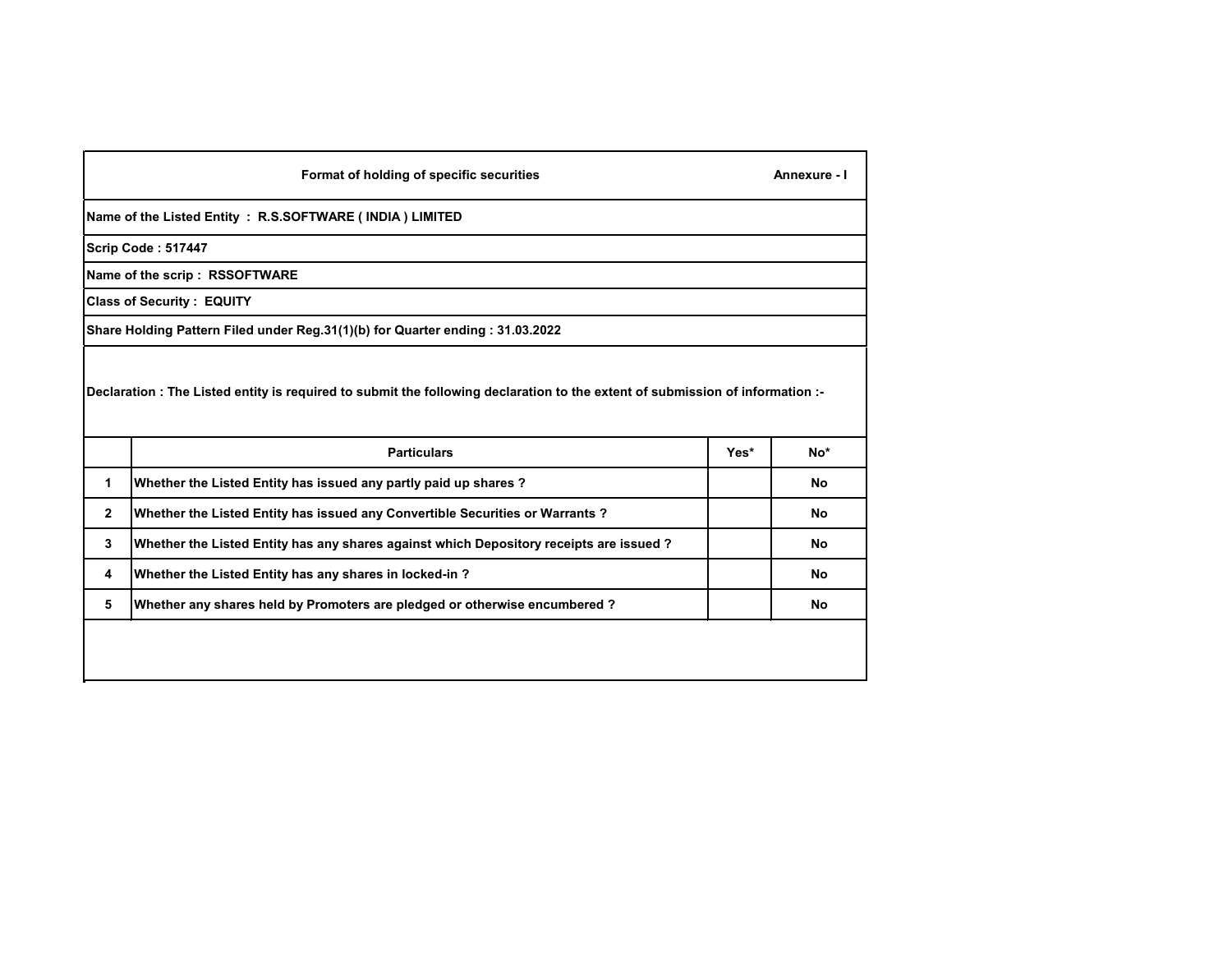**Format of holding of specific securities** **Annexure - I**

**Name of the Listed Entity : R.S.SOFTWARE ( INDIA ) LIMITED**

**Scrip Code : 517447**

**Name of the scrip : RSSOFTWARE**

**Class of Security : EQUITY**

**Share Holding Pattern Filed under Reg.31(1)(b) for Quarter ending : 31.03.2022**

**Declaration : The Listed entity is required to submit the following declaration to the extent of submission of information :-**

| | Particulars | Yes* | No* |
|---|---|---|---|
| 1 | Whether the Listed Entity has issued any partly paid up shares ? | | No |
| 2 | Whether the Listed Entity has issued any Convertible Securities or Warrants ? | | No |
| 3 | Whether the Listed Entity has any shares against which Depository receipts are issued ? | | No |
| 4 | Whether the Listed Entity has any shares in locked-in ? | | No |
| 5 | Whether any shares held by Promoters are pledged or otherwise encumbered ? | | No |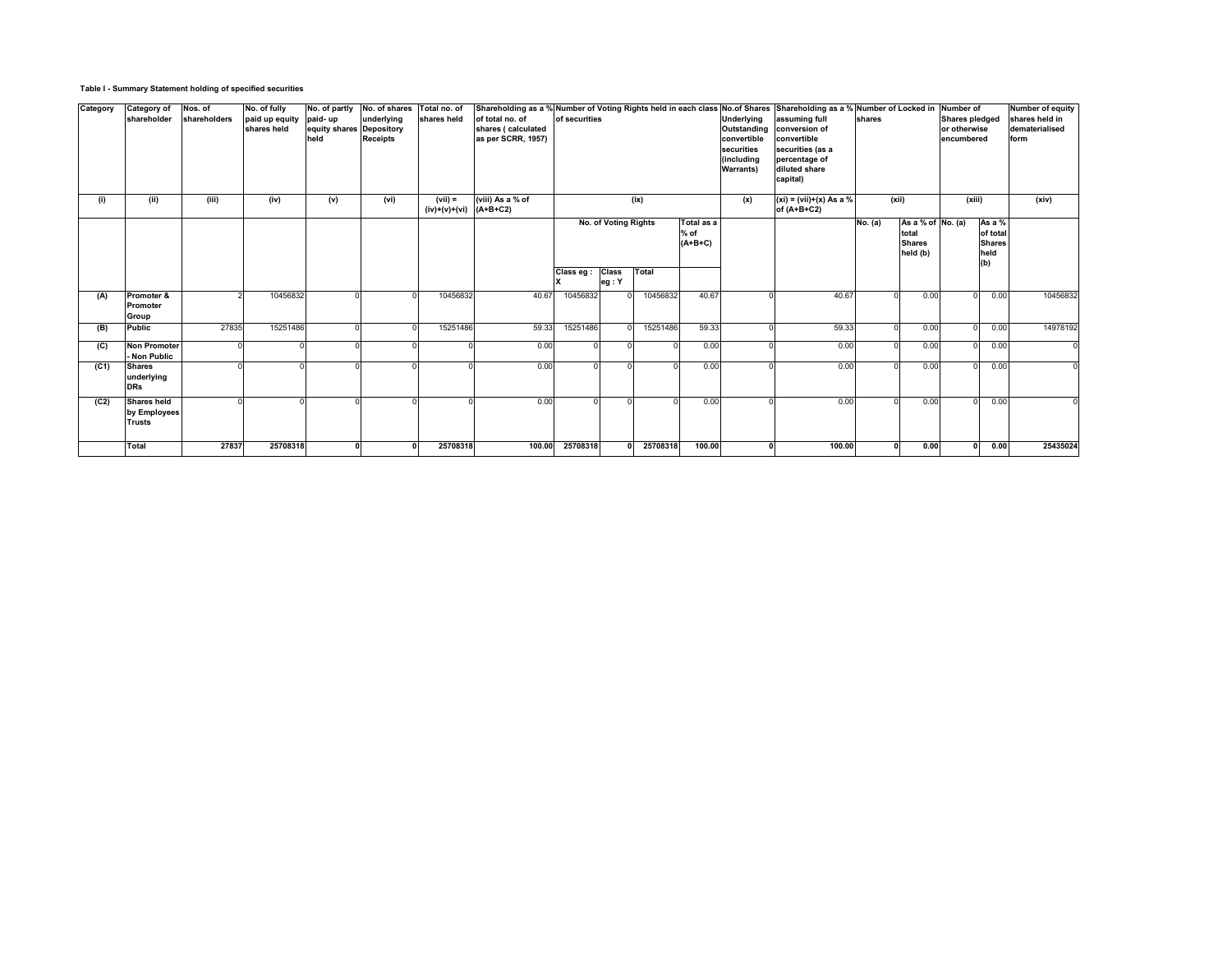**Table I - Summary Statement holding of specified securities**

| Category | Category of shareholder | Nos. of shareholders | No. of fully paid up equity shares held | No. of partly paid- up equity shares held | No. of shares underlying Depository Receipts | Total no. of shares held | Shareholding as a % of total no. of shares ( calculated as per SCRR, 1957) | Number of Voting Rights held in each class of securities | | | | No.of Shares Underlying Outstanding convertible securities (including Warrants) | Shareholding as a % assuming full conversion of convertible securities (as a percentage of diluted share capital) | Number of Locked in shares | | Number of Shares pledged or otherwise encumbered | | Number of equity shares held in dematerialised form |
|---|---|---|---|---|---|---|---|---|---|---|---|---|---|---|---|---|---|---|
| (i) | (ii) | (iii) | (iv) | (v) | (vi) | (vii) = (iv)+(v)+(vi) | (viii) As a % of (A+B+C2) | (ix) | | | | (x) | (xi) = (vii)+(x) As a % of (A+B+C2) | (xii) | | (xiii) | | (xiv) |
| | | | | | | | | No. of Voting Rights | | | Total as a % of (A+B+C) | | | No. (a) | As a % of total Shares held (b) | No. (a) | As a % of total Shares held (b) | |
| | | | | | | | | Class eg : X | Class eg : Y | Total | | | | | | | | |
| (A) | Promoter & Promoter Group | 2 | 10456832 | 0 | 0 | 10456832 | 40.67 | 10456832 | 0 | 10456832 | 40.67 | 0 | 40.67 | 0 | 0.00 | 0 | 0.00 | 10456832 |
| (B) | Public | 27835 | 15251486 | 0 | 0 | 15251486 | 59.33 | 15251486 | 0 | 15251486 | 59.33 | 0 | 59.33 | 0 | 0.00 | 0 | 0.00 | 14978192 |
| (C) | Non Promoter - Non Public | 0 | 0 | 0 | 0 | 0 | 0.00 | 0 | 0 | 0 | 0.00 | 0 | 0.00 | 0 | 0.00 | 0 | 0.00 | 0 |
| (C1) | Shares underlying DRs | 0 | 0 | 0 | 0 | 0 | 0.00 | 0 | 0 | 0 | 0.00 | 0 | 0.00 | 0 | 0.00 | 0 | 0.00 | 0 |
| (C2) | Shares held by Employees Trusts | 0 | 0 | 0 | 0 | 0 | 0.00 | 0 | 0 | 0 | 0.00 | 0 | 0.00 | 0 | 0.00 | 0 | 0.00 | 0 |
| | **Total** | **27837** | **25708318** | **0** | **0** | **25708318** | **100.00** | **25708318** | **0** | **25708318** | **100.00** | **0** | **100.00** | **0** | **0.00** | **0** | **0.00** | **25435024** |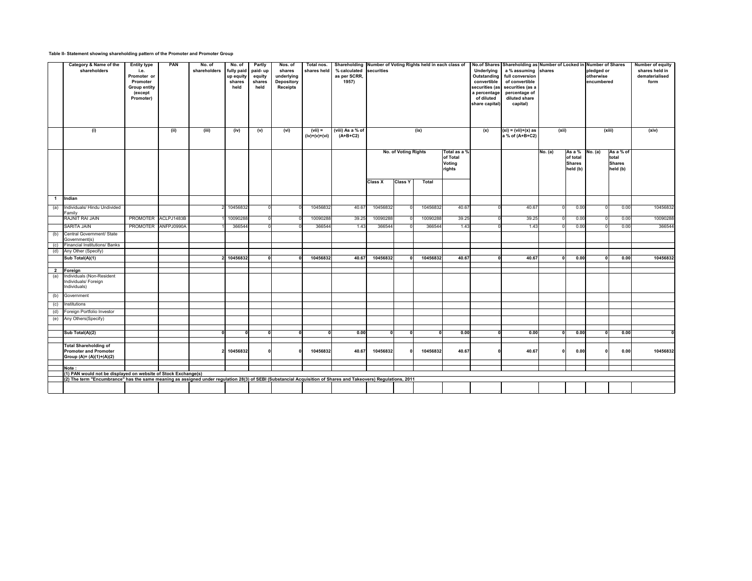Table II- Statement showing shareholding pattern of the Promoter and Promoter Group

| | Category & Name of the shareholders | Entity type i.e. Promoter or Promoter Group entity (except Promoter) | PAN | No. of shareholders | No. of fully paid up equity shares held | Partly paid- up equity shares held | Nos. of shares underlying Depository Receipts | Total nos. shares held | Shareholding % calculated as per SCRR, 1957) | Number of Voting Rights held in each class of securities | | | | No.of Shares Underlying Outstanding convertible securities (as a percentage of diluted share capital) | Shareholding as a % assuming full conversion of convertible securities (as a percentage of diluted share capital) | Number of Locked in shares | | Number of Shares pledged or otherwise encumbered | | Number of equity shares held in dematerialised form |
|---|---|---|---|---|---|---|---|---|---|---|---|---|---|---|---|---|---|---|---|---|
| | (i) | | (ii) | (iii) | (iv) | (v) | (vi) | (vii) = (iv)+(v)+(vi) | (viii) As a % of (A+B+C2) | (ix) | | | | (x) | (xi) = (vii)+(x) as a % of (A+B+C2) | (xii) | | (xiii) | | (xiv) |
| | | | | | | | | | | No. of Voting Rights | | | Total as a % of Total Voting rights | | | No. (a) | As a % of total Shares held (b) | No. (a) | As a % of total Shares held (b) | |
| | | | | | | | | | | Class X | Class Y | Total | | | | | | | | |
| 1 | Indian | | | | | | | | | | | | | | | | | | | |
| (a) | Individuals/ Hindu Undivided Family | | | 2 | 10456832 | 0 | 0 | 10456832 | 40.67 | 10456832 | 0 | 10456832 | 40.67 | 0 | 40.67 | 0 | 0.00 | 0 | 0.00 | 10456832 |
| | RAJNIT RAI JAIN | PROMOTER | ACLPJ1483B | 1 | 10090288 | 0 | 0 | 10090288 | 39.25 | 10090288 | 0 | 10090288 | 39.25 | 0 | 39.25 | 0 | 0.00 | 0 | 0.00 | 10090288 |
| | SARITA JAIN | PROMOTER | ANFPJ0990A | 1 | 366544 | 0 | 0 | 366544 | 1.43 | 366544 | 0 | 366544 | 1.43 | 0 | 1.43 | 0 | 0.00 | 0 | 0.00 | 366544 |
| (b) | Central Government/ State Government(s) | | | | | | | | | | | | | | | | | | | |
| (c) | Financial Institutions/ Banks | | | | | | | | | | | | | | | | | | | |
| (d) | Any Other (Specify) | | | | | | | | | | | | | | | | | | | |
| | **Sub Total(A)(1)** | | | **2** | **10456832** | **0** | **0** | **10456832** | **40.67** | **10456832** | **0** | **10456832** | **40.67** | **0** | **40.67** | **0** | **0.00** | **0** | **0.00** | **10456832** |
| **2** | **Foreign** | | | | | | | | | | | | | | | | | | | |
| (a) | Individuals (Non-Resident Individuals/ Foreign Individuals) | | | | | | | | | | | | | | | | | | | |
| (b) | Government | | | | | | | | | | | | | | | | | | | |
| (c) | Institutions | | | | | | | | | | | | | | | | | | | |
| (d) | Foreign Portfolio Investor | | | | | | | | | | | | | | | | | | | |
| (e) | Any Others(Specify) | | | | | | | | | | | | | | | | | | | |
| | **Sub Total(A)(2)** | | | **0** | **0** | **0** | **0** | **0** | **0.00** | **0** | **0** | **0** | **0.00** | **0** | **0.00** | **0** | **0.00** | **0** | **0.00** | **0** |
| | **Total Shareholding of Promoter and Promoter Group (A)= (A)(1)+(A)(2)** | | | **2** | **10456832** | **0** | **0** | **10456832** | **40.67** | **10456832** | **0** | **10456832** | **40.67** | **0** | **40.67** | **0** | **0.00** | **0** | **0.00** | **10456832** |

**Note :**

**(1) PAN would not be displayed on website of Stock Exchange(s)**

**(2) The term "Encumbrance" has the same meaning as assigned under regulation 28(3) of SEBI (Substancial Acquisition of Shares and Takeovers) Regulations, 2011**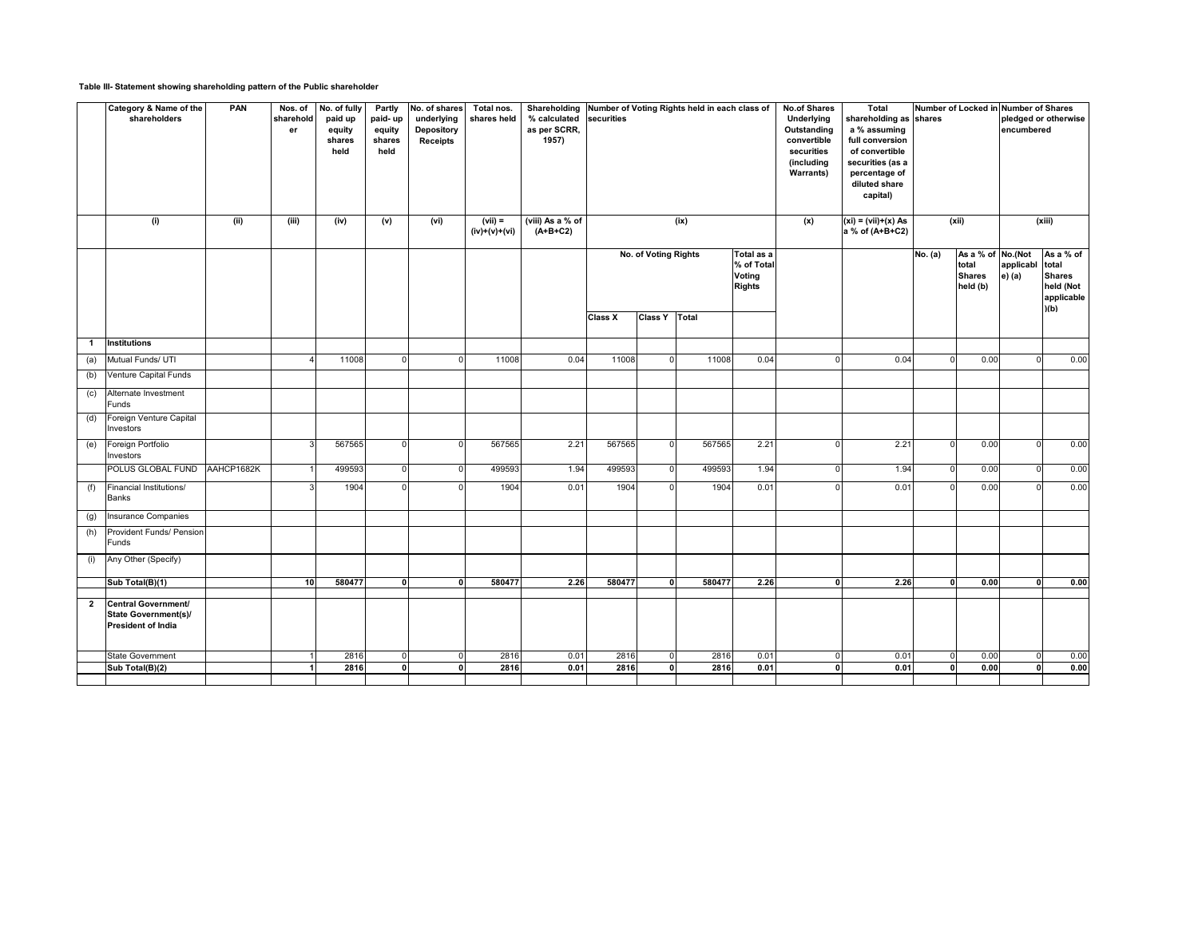**Table III- Statement showing shareholding pattern of the Public shareholder**

| | Category & Name of the shareholders | PAN | Nos. of shareholder | No. of fully paid up equity shares held | Partly paid- up equity shares held | No. of shares underlying Depository Receipts | Total nos. shares held | Shareholding % calculated as per SCRR, 1957) | Number of Voting Rights held in each class of securities | | | | No.of Shares Underlying Outstanding convertible securities (including Warrants) | Total shareholding as a % assuming full conversion of convertible securities (as a percentage of diluted share capital) | Number of Locked in shares | | Number of Shares pledged or otherwise encumbered | |
|---|---|---|---|---|---|---|---|---|---|---|---|---|---|---|---|---|---|---|
| | (i) | (ii) | (iii) | (iv) | (v) | (vi) | (vii) = (iv)+(v)+(vi) | (viii) As a % of (A+B+C2) | (ix) | | | | (x) | (xi) = (vii)+(x) As a % of (A+B+C2) | (xii) | | (xiii) | |
| | | | | | | | | | No. of Voting Rights | | | Total as a % of Total Voting Rights | | | No. (a) | As a % of total Shares held (b) | No.(Not applicable) (a) | As a % of total Shares held (Not applicable)(b) |
| | | | | | | | | | Class X | Class Y | Total | | | | | | | |
| **1** | **Institutions** | | | | | | | | | | | | | | | | | |
| (a) | Mutual Funds/ UTI | | 4 | 11008 | 0 | 0 | 11008 | 0.04 | 11008 | 0 | 11008 | 0.04 | 0 | 0.04 | 0 | 0.00 | 0 | 0.00 |
| (b) | Venture Capital Funds | | | | | | | | | | | | | | | | | |
| (c) | Alternate Investment Funds | | | | | | | | | | | | | | | | | |
| (d) | Foreign Venture Capital Investors | | | | | | | | | | | | | | | | | |
| (e) | Foreign Portfolio Investors | | 3 | 567565 | 0 | 0 | 567565 | 2.21 | 567565 | 0 | 567565 | 2.21 | 0 | 2.21 | 0 | 0.00 | 0 | 0.00 |
| | POLUS GLOBAL FUND | AAHCP1682K | 1 | 499593 | 0 | 0 | 499593 | 1.94 | 499593 | 0 | 499593 | 1.94 | 0 | 1.94 | 0 | 0.00 | 0 | 0.00 |
| (f) | Financial Institutions/ Banks | | 3 | 1904 | 0 | 0 | 1904 | 0.01 | 1904 | 0 | 1904 | 0.01 | 0 | 0.01 | 0 | 0.00 | 0 | 0.00 |
| (g) | Insurance Companies | | | | | | | | | | | | | | | | | |
| (h) | Provident Funds/ Pension Funds | | | | | | | | | | | | | | | | | |
| (i) | Any Other (Specify) | | | | | | | | | | | | | | | | | |
| | **Sub Total(B)(1)** | | **10** | **580477** | **0** | **0** | **580477** | **2.26** | **580477** | **0** | **580477** | **2.26** | **0** | **2.26** | **0** | **0.00** | **0** | **0.00** |
| **2** | **Central Government/ State Government(s)/ President of India** | | | | | | | | | | | | | | | | | |
| | State Government | | 1 | 2816 | 0 | 0 | 2816 | 0.01 | 2816 | 0 | 2816 | 0.01 | 0 | 0.01 | 0 | 0.00 | 0 | 0.00 |
| | **Sub Total(B)(2)** | | **1** | **2816** | **0** | **0** | **2816** | **0.01** | **2816** | **0** | **2816** | **0.01** | **0** | **0.01** | **0** | **0.00** | **0** | **0.00** |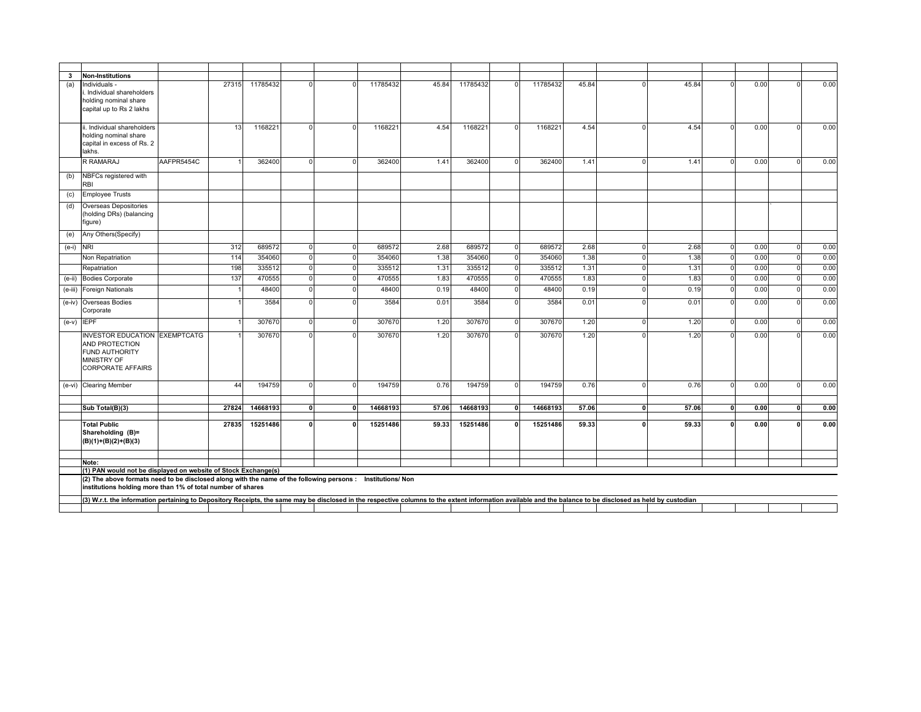| | | | | | | | | | | | | | | | | | | |
|---|---|---|---|---|---|---|---|---|---|---|---|---|---|---|---|---|---|---|
| 3 | **Non-Institutions** | | | | | | | | | | | | | | | | | |
| (a) | Individuals - i. Individual shareholders holding nominal share capital up to Rs 2 lakhs | | 27315 | 11785432 | 0 | 0 | 11785432 | 45.84 | 11785432 | 0 | 11785432 | 45.84 | 0 | 45.84 | 0 | 0.00 | 0 | 0.00 |
| | ii. Individual shareholders holding nominal share capital in excess of Rs. 2 lakhs. | | 13 | 1168221 | 0 | 0 | 1168221 | 4.54 | 1168221 | 0 | 1168221 | 4.54 | 0 | 4.54 | 0 | 0.00 | 0 | 0.00 |
| | R RAMARAJ | AAFPR5454C | 1 | 362400 | 0 | 0 | 362400 | 1.41 | 362400 | 0 | 362400 | 1.41 | 0 | 1.41 | 0 | 0.00 | 0 | 0.00 |
| (b) | NBFCs registered with RBI | | | | | | | | | | | | | | | | | |
| (c) | Employee Trusts | | | | | | | | | | | | | | | | | |
| (d) | Overseas Depositories (holding DRs) (balancing figure) | | | | | | | | | | | | | | | | | |
| (e) | Any Others(Specify) | | | | | | | | | | | | | | | | | |
| (e-i) | NRI | | 312 | 689572 | 0 | 0 | 689572 | 2.68 | 689572 | 0 | 689572 | 2.68 | 0 | 2.68 | 0 | 0.00 | 0 | 0.00 |
| | Non Repatriation | | 114 | 354060 | 0 | 0 | 354060 | 1.38 | 354060 | 0 | 354060 | 1.38 | 0 | 1.38 | 0 | 0.00 | 0 | 0.00 |
| | Repatriation | | 198 | 335512 | 0 | 0 | 335512 | 1.31 | 335512 | 0 | 335512 | 1.31 | 0 | 1.31 | 0 | 0.00 | 0 | 0.00 |
| (e-ii) | Bodies Corporate | | 137 | 470555 | 0 | 0 | 470555 | 1.83 | 470555 | 0 | 470555 | 1.83 | 0 | 1.83 | 0 | 0.00 | 0 | 0.00 |
| (e-iii) | Foreign Nationals | | 1 | 48400 | 0 | 0 | 48400 | 0.19 | 48400 | 0 | 48400 | 0.19 | 0 | 0.19 | 0 | 0.00 | 0 | 0.00 |
| (e-iv) | Overseas Bodies Corporate | | 1 | 3584 | 0 | 0 | 3584 | 0.01 | 3584 | 0 | 3584 | 0.01 | 0 | 0.01 | 0 | 0.00 | 0 | 0.00 |
| (e-v) | IEPF | | 1 | 307670 | 0 | 0 | 307670 | 1.20 | 307670 | 0 | 307670 | 1.20 | 0 | 1.20 | 0 | 0.00 | 0 | 0.00 |
| | INVESTOR EDUCATION AND PROTECTION FUND AUTHORITY MINISTRY OF CORPORATE AFFAIRS | EXEMPTCATG | 1 | 307670 | 0 | 0 | 307670 | 1.20 | 307670 | 0 | 307670 | 1.20 | 0 | 1.20 | 0 | 0.00 | 0 | 0.00 |
| (e-vi) | Clearing Member | | 44 | 194759 | 0 | 0 | 194759 | 0.76 | 194759 | 0 | 194759 | 0.76 | 0 | 0.76 | 0 | 0.00 | 0 | 0.00 |
| | **Sub Total(B)(3)** | | **27824** | **14668193** | **0** | **0** | **14668193** | **57.06** | **14668193** | **0** | **14668193** | **57.06** | **0** | **57.06** | **0** | **0.00** | **0** | **0.00** |
| | **Total Public Shareholding (B)= (B)(1)+(B)(2)+(B)(3)** | | **27835** | **15251486** | **0** | **0** | **15251486** | **59.33** | **15251486** | **0** | **15251486** | **59.33** | **0** | **59.33** | **0** | **0.00** | **0** | **0.00** |

**Note:**

**(1) PAN would not be displayed on website of Stock Exchange(s)**

**(2) The above formats need to be disclosed along with the name of the following persons : Institutions/ Non institutions holding more than 1% of total number of shares**

**(3) W.r.t. the information pertaining to Depository Receipts, the same may be disclosed in the respective columns to the extent information available and the balance to be disclosed as held by custodian**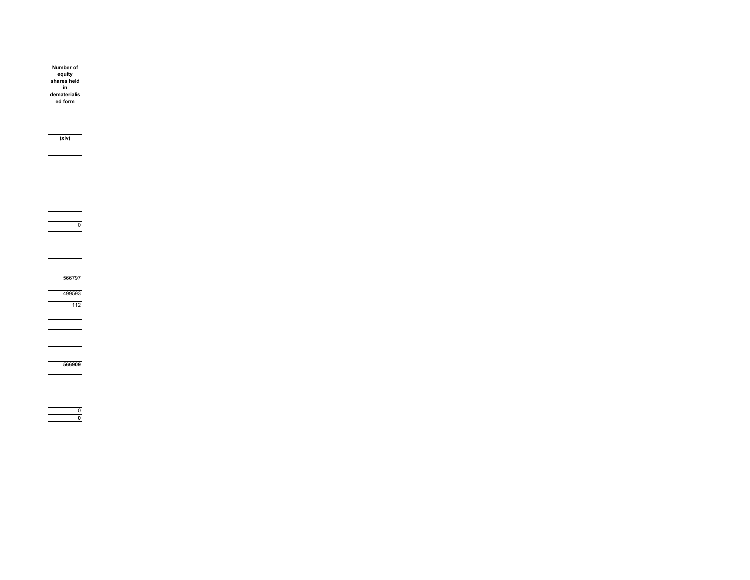| Number of equity shares held in dematerialised form |
|---|
| (xiv) |
| |
| |
| 0 |
| |
| |
| |
| 566797 |
| 499593 |
| 112 |
| |
| |
| |
| **566909** |
| |
| |
| 0 |
| **0** |
| |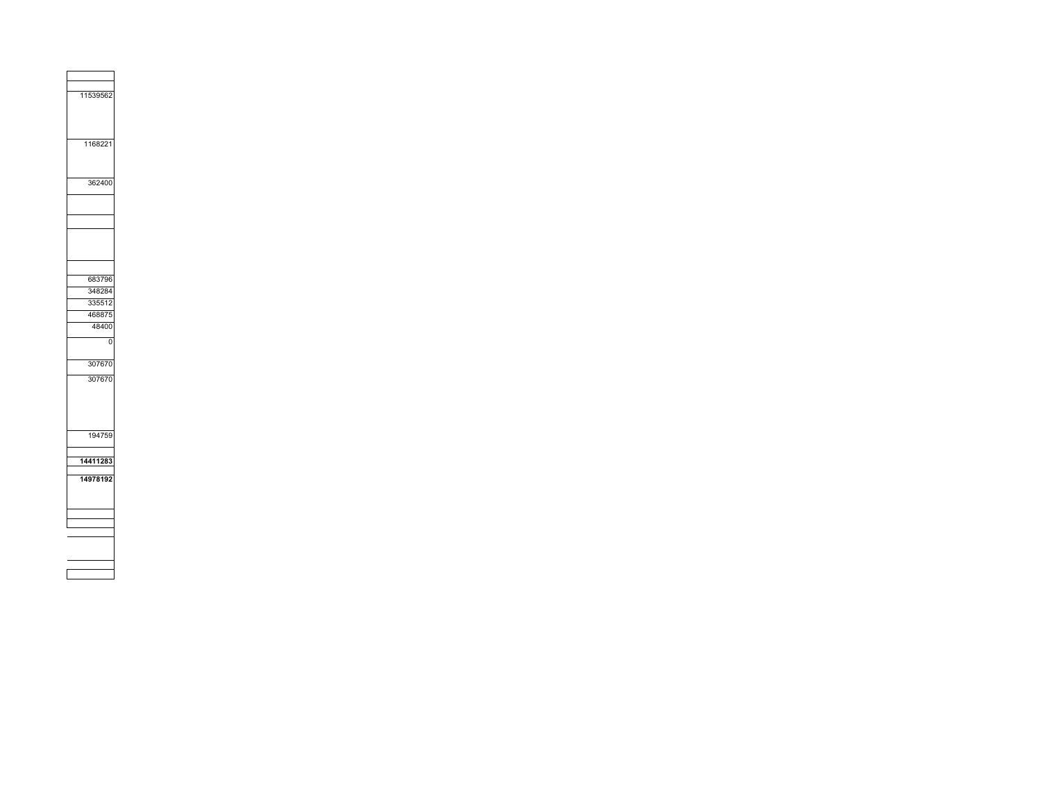| |
|---|
| |
| 11539562 |
| 1168221 |
| 362400 |
| |
| |
| |
| |
| 683796 |
| 348284 |
| 335512 |
| 468875 |
| 48400 |
| 0 |
| 307670 |
| 307670 |
| 194759 |
| |
| **14411283** |
| |
| **14978192** |
| |
| |
| |
| |
| |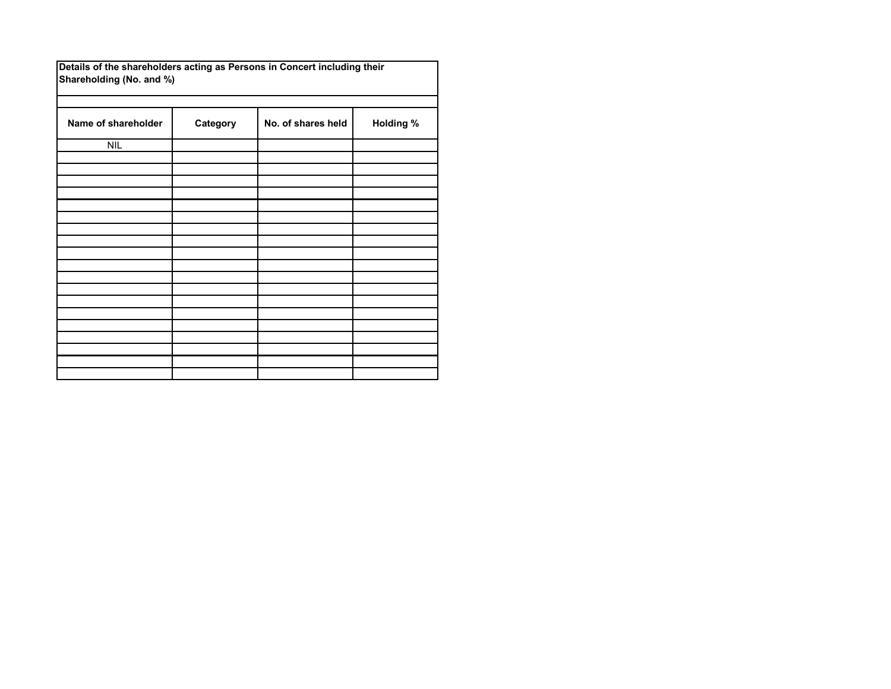**Details of the shareholders acting as Persons in Concert including their Shareholding (No. and %)**

| Name of shareholder | Category | No. of shares held | Holding % |
|---|---|---|---|
| NIL | | | |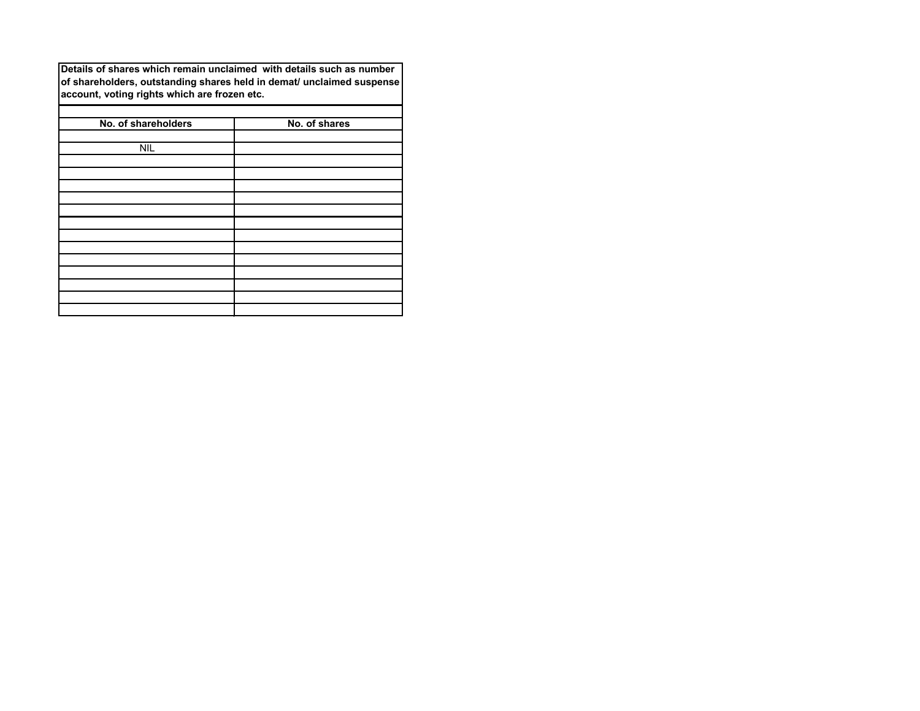**Details of shares which remain unclaimed with details such as number of shareholders, outstanding shares held in demat/ unclaimed suspense account, voting rights which are frozen etc.**

| No. of shareholders | No. of shares |
|---|---|
| | |
| NIL | |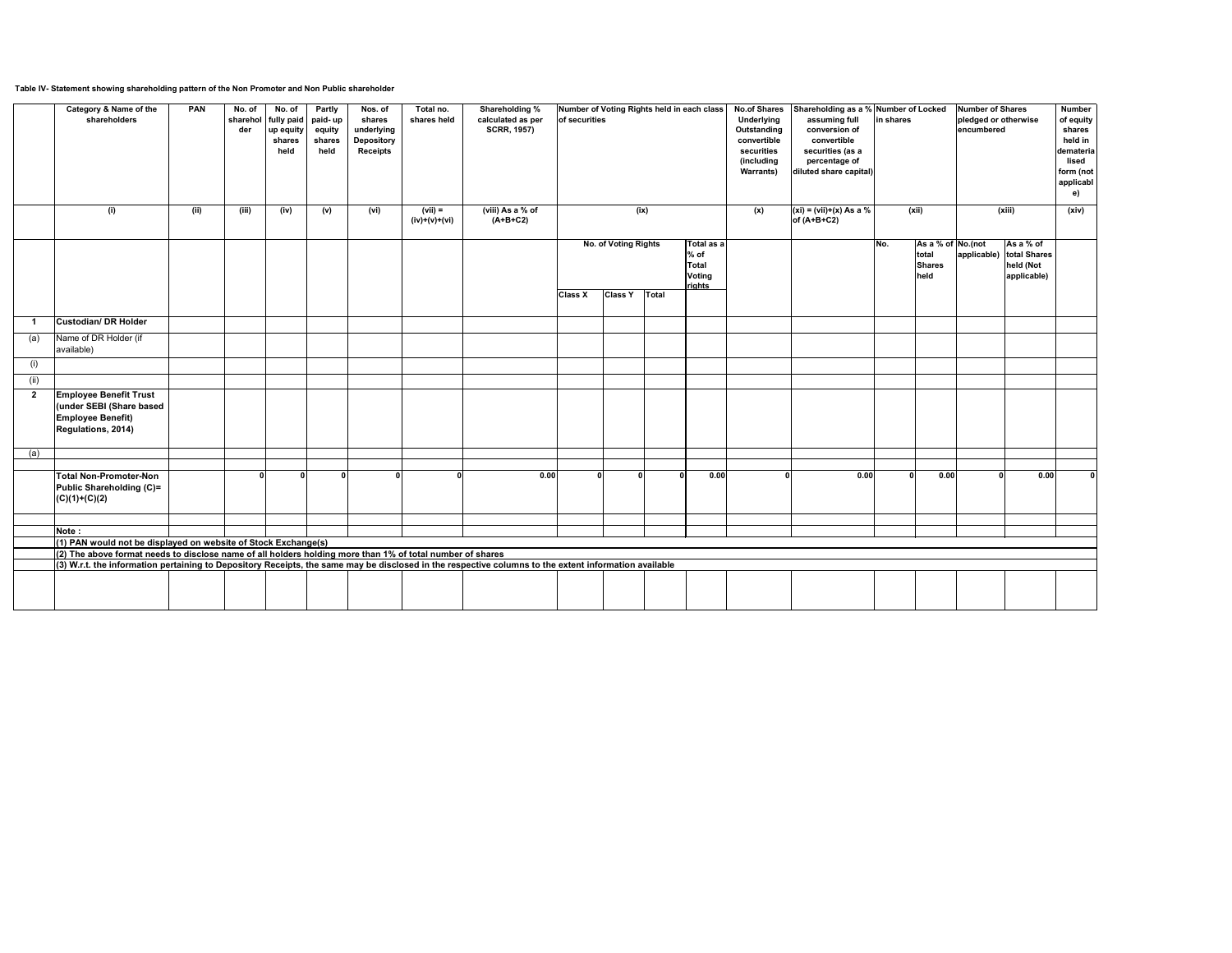**Table IV- Statement showing shareholding pattern of the Non Promoter and Non Public shareholder**

| | Category & Name of the shareholders | PAN | No. of shareholder | No. of fully paid up equity shares held | Partly paid- up equity shares held | Nos. of shares underlying Depository Receipts | Total no. shares held | Shareholding % calculated as per SCRR, 1957) | Number of Voting Rights held in each class of securities | | | | No.of Shares Underlying Outstanding convertible securities (including Warrants) | Shareholding as a % assuming full conversion of convertible securities (as a percentage of diluted share capital) | Number of Locked in shares | | Number of Shares pledged or otherwise encumbered | | Number of equity shares held in dematerialised form (not applicable) |
|---|---|---|---|---|---|---|---|---|---|---|---|---|---|---|---|---|---|---|---|
| | (i) | (ii) | (iii) | (iv) | (v) | (vi) | (vii) = (iv)+(v)+(vi) | (viii) As a % of (A+B+C2) | (ix) | | | | (x) | (xi) = (vii)+(x) As a % of (A+B+C2) | (xii) | | (xiii) | | (xiv) |
| | | | | | | | | | No. of Voting Rights | | | Total as a % of Total Voting rights | | | No. | As a % of total Shares held | No.(not applicable) | As a % of total Shares held (Not applicable) | |
| | | | | | | | | | Class X | Class Y | Total | | | | | | | | |
| **1** | **Custodian/ DR Holder** | | | | | | | | | | | | | | | | | | |
| (a) | Name of DR Holder (if available) | | | | | | | | | | | | | | | | | | |
| (i) | | | | | | | | | | | | | | | | | | | |
| (ii) | | | | | | | | | | | | | | | | | | | |
| **2** | **Employee Benefit Trust (under SEBI (Share based Employee Benefit) Regulations, 2014)** | | | | | | | | | | | | | | | | | | |
| (a) | | | | | | | | | | | | | | | | | | | |
| | **Total Non-Promoter-Non Public Shareholding (C)= (C)(1)+(C)(2)** | | 0 | 0 | 0 | 0 | 0 | 0.00 | 0 | 0 | 0 | 0.00 | 0 | 0.00 | 0 | 0.00 | 0 | 0.00 | 0 |

**Note :**

**(1) PAN would not be displayed on website of Stock Exchange(s)**

**(2) The above format needs to disclose name of all holders holding more than 1% of total number of shares**

**(3) W.r.t. the information pertaining to Depository Receipts, the same may be disclosed in the respective columns to the extent information available**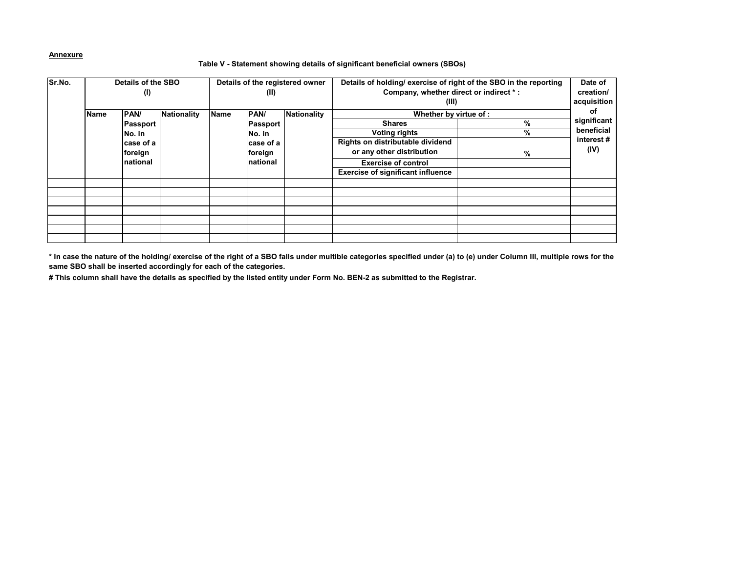**Annexure**

**Table V - Statement showing details of significant beneficial owners (SBOs)**

| Sr.No. | Details of the SBO (I) | | | Details of the registered owner (II) | | | Details of holding/ exercise of right of the SBO in the reporting Company, whether direct or indirect * : (III) | | Date of creation/ acquisition of significant beneficial interest # (IV) |
|---|---|---|---|---|---|---|---|---|---|
| | Name | PAN/ Passport No. in case of a foreign national | Nationality | Name | PAN/ Passport No. in case of a foreign national | Nationality | Whether by virtue of : | | |
| | | | | | | | Shares | % | |
| | | | | | | | Voting rights | % | |
| | | | | | | | Rights on distributable dividend or any other distribution | % | |
| | | | | | | | Exercise of control | | |
| | | | | | | | Exercise of significant influence | | |
| | | | | | | | | | |
| | | | | | | | | | |
| | | | | | | | | | |
| | | | | | | | | | |
| | | | | | | | | | |
| | | | | | | | | | |
| | | | | | | | | | |

**\* In case the nature of the holding/ exercise of the right of a SBO falls under multible categories specified under (a) to (e) under Column III, multiple rows for the same SBO shall be inserted accordingly for each of the categories.**

**# This column shall have the details as specified by the listed entity under Form No. BEN-2 as submitted to the Registrar.**